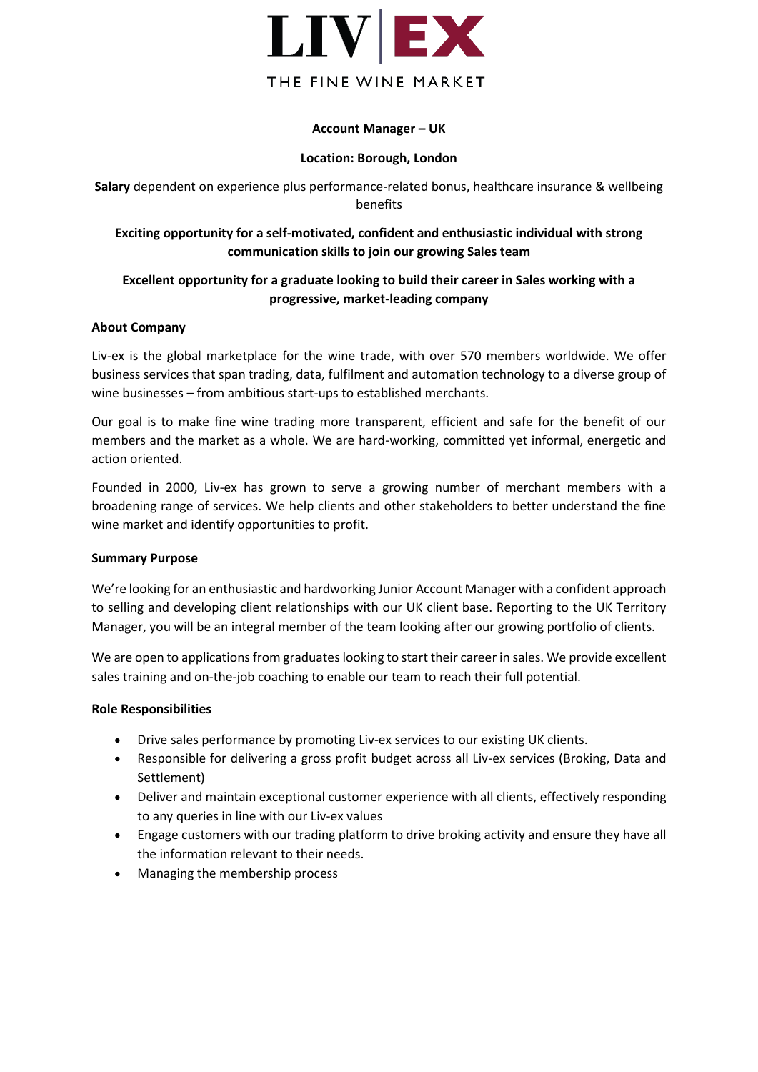# LIV | EX

THE FINE WINE MARKET

**Account Manager – UK**

**Location: Borough, London**

**Salary** dependent on experience plus performance-related bonus, healthcare insurance & wellbeing benefits

**Exciting opportunity for a self-motivated, confident and enthusiastic individual with strong communication skills to join our growing Sales team**

**Excellent opportunity for a graduate looking to build their career in Sales working with a progressive, market-leading company**

**About Company**

Liv-ex is the global marketplace for the wine trade, with over 570 members worldwide. We offer business services that span trading, data, fulfilment and automation technology to a diverse group of wine businesses – from ambitious start-ups to established merchants.

Our goal is to make fine wine trading more transparent, efficient and safe for the benefit of our members and the market as a whole. We are hard-working, committed yet informal, energetic and action oriented.

Founded in 2000, Liv-ex has grown to serve a growing number of merchant members with a broadening range of services. We help clients and other stakeholders to better understand the fine wine market and identify opportunities to profit.

**Summary Purpose**

We're looking for an enthusiastic and hardworking Junior Account Manager with a confident approach to selling and developing client relationships with our UK client base. Reporting to the UK Territory Manager, you will be an integral member of the team looking after our growing portfolio of clients.

We are open to applications from graduates looking to start their career in sales. We provide excellent sales training and on-the-job coaching to enable our team to reach their full potential.

**Role Responsibilities**

- Drive sales performance by promoting Liv-ex services to our existing UK clients.
- Responsible for delivering a gross profit budget across all Liv-ex services (Broking, Data and Settlement)
- Deliver and maintain exceptional customer experience with all clients, effectively responding to any queries in line with our Liv-ex values
- Engage customers with our trading platform to drive broking activity and ensure they have all the information relevant to their needs.
- Managing the membership process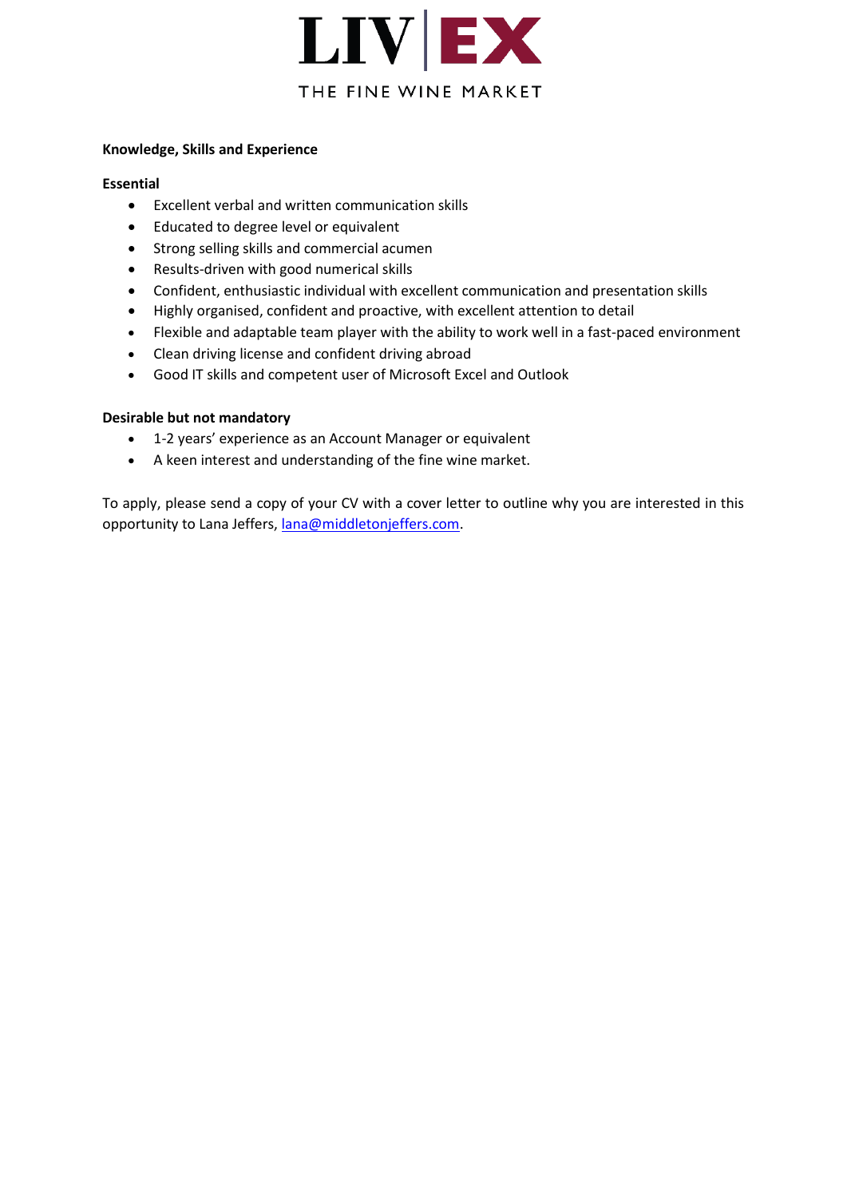**Knowledge, Skills and Experience**

**Essential**

- Excellent verbal and written communication skills
- Educated to degree level or equivalent
- Strong selling skills and commercial acumen
- Results-driven with good numerical skills
- Confident, enthusiastic individual with excellent communication and presentation skills
- Highly organised, confident and proactive, with excellent attention to detail
- Flexible and adaptable team player with the ability to work well in a fast-paced environment
- Clean driving license and confident driving abroad
- Good IT skills and competent user of Microsoft Excel and Outlook

**Desirable but not mandatory**

- 1-2 years' experience as an Account Manager or equivalent
- A keen interest and understanding of the fine wine market.

To apply, please send a copy of your CV with a cover letter to outline why you are interested in this opportunity to Lana Jeffers, lana@middletonjeffers.com.